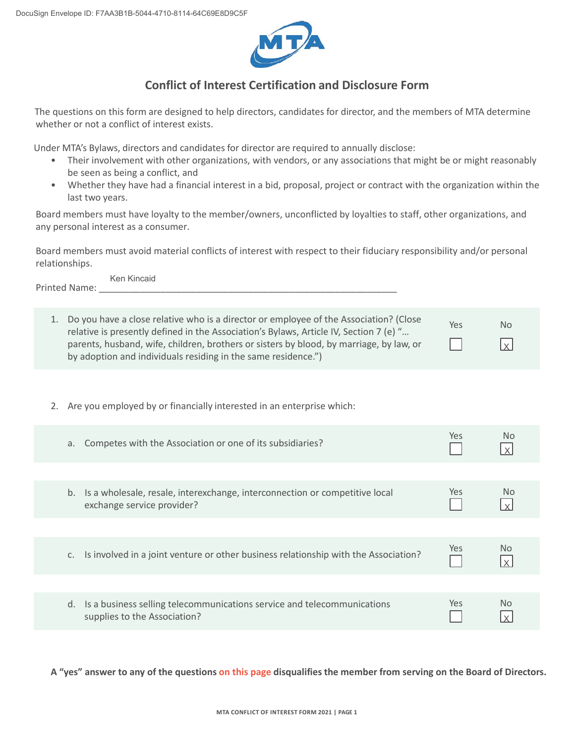DocuSign Envelope ID: F7AA3B1B-5044-4710-8114-64C69E8D9C5F

# Conflict of Interest Certification and Disclosure Form

The questions on this form are designed to help directors, candidates for director, and the members of MTA determine whether or not a conflict of interest exists.

Under MTA's Bylaws, directors and candidates for director are required to annually disclose:

- Their involvement with other organizations, with vendors, or any associations that might be or might reasonably be seen as being a conflict, and
- Whether they have had a financial interest in a bid, proposal, project or contract with the organization within the last two years.

Board members must have loyalty to the member/owners, unconflicted by loyalties to staff, other organizations, and any personal interest as a consumer.

Board members must avoid material conflicts of interest with respect to their fiduciary responsibility and/or personal relationships.

Printed Name: Ken Kincaid

| Question | Yes | No |
|---|---|---|
| 1. Do you have a close relative who is a director or employee of the Association? (Close relative is presently defined in the Association's Bylaws, Article IV, Section 7 (e) "… parents, husband, wife, children, brothers or sisters by blood, by marriage, by law, or by adoption and individuals residing in the same residence.") | ☐ | ☒ |

2. Are you employed by or financially interested in an enterprise which:

| Question | Yes | No |
|---|---|---|
| a. Competes with the Association or one of its subsidiaries? | ☐ | ☒ |
| b. Is a wholesale, resale, interexchange, interconnection or competitive local exchange service provider? | ☐ | ☒ |
| c. Is involved in a joint venture or other business relationship with the Association? | ☐ | ☒ |
| d. Is a business selling telecommunications service and telecommunications supplies to the Association? | ☐ | ☒ |

**A "yes" answer to any of the questions on this page disqualifies the member from serving on the Board of Directors.**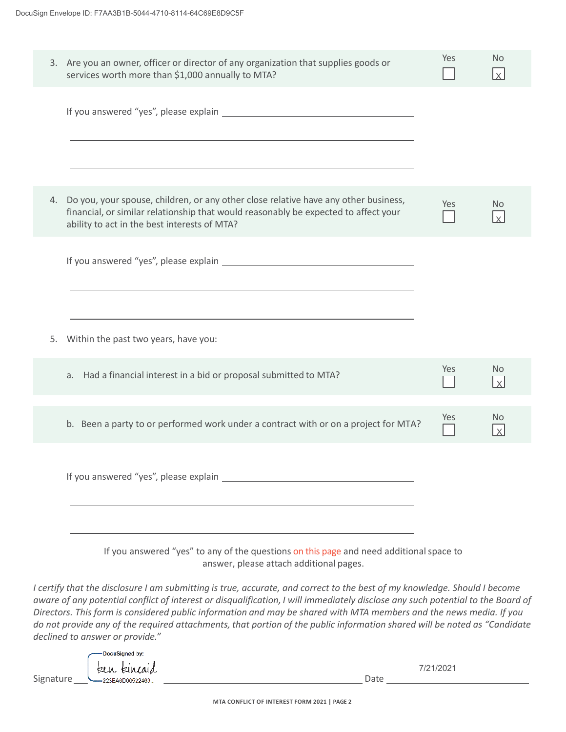DocuSign Envelope ID: F7AA3B1B-5044-4710-8114-64C69E8D9C5F

| | Yes | No |
|---|---|---|
| 3. Are you an owner, officer or director of any organization that supplies goods or services worth more than $1,000 annually to MTA? | ☐ | ☒ |

If you answered "yes", please explain ______________________

______________________

______________________

| | Yes | No |
|---|---|---|
| 4. Do you, your spouse, children, or any other close relative have any other business, financial, or similar relationship that would reasonably be expected to affect your ability to act in the best interests of MTA? | ☐ | ☒ |

If you answered "yes", please explain ______________________

______________________

______________________

5. Within the past two years, have you:

| | Yes | No |
|---|---|---|
| a. Had a financial interest in a bid or proposal submitted to MTA? | ☐ | ☒ |
| b. Been a party to or performed work under a contract with or on a project for MTA? | ☐ | ☒ |

If you answered "yes", please explain ______________________

______________________

______________________

If you answered "yes" to any of the questions on this page and need additional space to answer, please attach additional pages.

*I certify that the disclosure I am submitting is true, accurate, and correct to the best of my knowledge. Should I become aware of any potential conflict of interest or disqualification, I will immediately disclose any such potential to the Board of Directors. This form is considered public information and may be shared with MTA members and the news media. If you do not provide any of the required attachments, that portion of the public information shared will be noted as "Candidate declined to answer or provide."*

Signature: DocuSigned by: ken kincaid 223EA6D00522469... Date: 7/21/2021